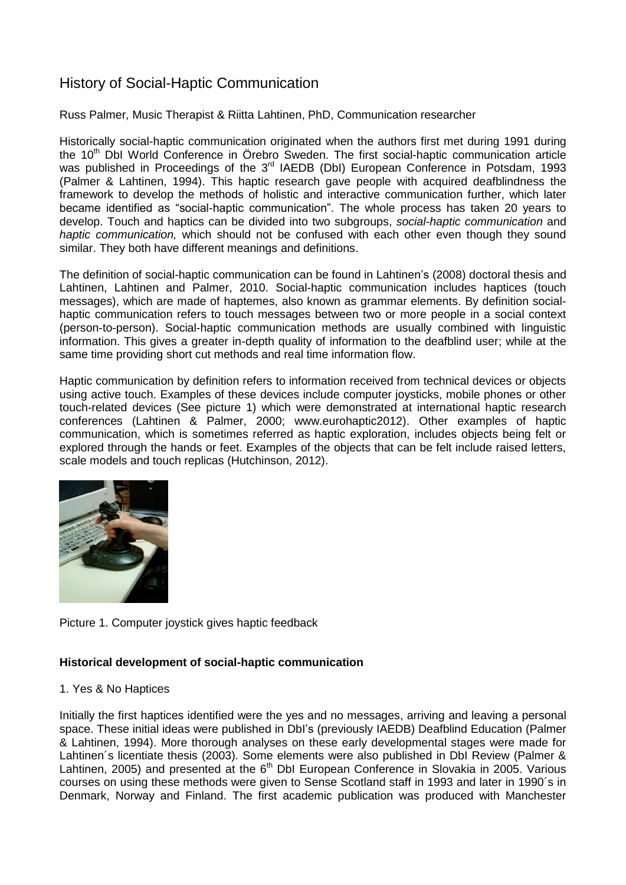# History of Social-Haptic Communication

Russ Palmer, Music Therapist & Riitta Lahtinen, PhD, Communication researcher

Historically social-haptic communication originated when the authors first met during 1991 during the 10th DbI World Conference in Örebro Sweden. The first social-haptic communication article was published in Proceedings of the 3rd IAEDB (DbI) European Conference in Potsdam, 1993 (Palmer & Lahtinen, 1994). This haptic research gave people with acquired deafblindness the framework to develop the methods of holistic and interactive communication further, which later became identified as "social-haptic communication". The whole process has taken 20 years to develop. Touch and haptics can be divided into two subgroups, *social-haptic communication* and *haptic communication,* which should not be confused with each other even though they sound similar. They both have different meanings and definitions.

The definition of social-haptic communication can be found in Lahtinen's (2008) doctoral thesis and Lahtinen, Lahtinen and Palmer, 2010. Social-haptic communication includes haptices (touch messages), which are made of haptemes, also known as grammar elements. By definition social-haptic communication refers to touch messages between two or more people in a social context (person-to-person). Social-haptic communication methods are usually combined with linguistic information. This gives a greater in-depth quality of information to the deafblind user; while at the same time providing short cut methods and real time information flow.

Haptic communication by definition refers to information received from technical devices or objects using active touch. Examples of these devices include computer joysticks, mobile phones or other touch-related devices (See picture 1) which were demonstrated at international haptic research conferences (Lahtinen & Palmer, 2000; www.eurohaptic2012). Other examples of haptic communication, which is sometimes referred as haptic exploration, includes objects being felt or explored through the hands or feet. Examples of the objects that can be felt include raised letters, scale models and touch replicas (Hutchinson, 2012).

Picture 1. Computer joystick gives haptic feedback

## Historical development of social-haptic communication

1. Yes & No Haptices

Initially the first haptices identified were the yes and no messages, arriving and leaving a personal space. These initial ideas were published in DbI's (previously IAEDB) Deafblind Education (Palmer & Lahtinen, 1994). More thorough analyses on these early developmental stages were made for Lahtinen´s licentiate thesis (2003). Some elements were also published in DbI Review (Palmer & Lahtinen, 2005) and presented at the 6th DbI European Conference in Slovakia in 2005. Various courses on using these methods were given to Sense Scotland staff in 1993 and later in 1990´s in Denmark, Norway and Finland. The first academic publication was produced with Manchester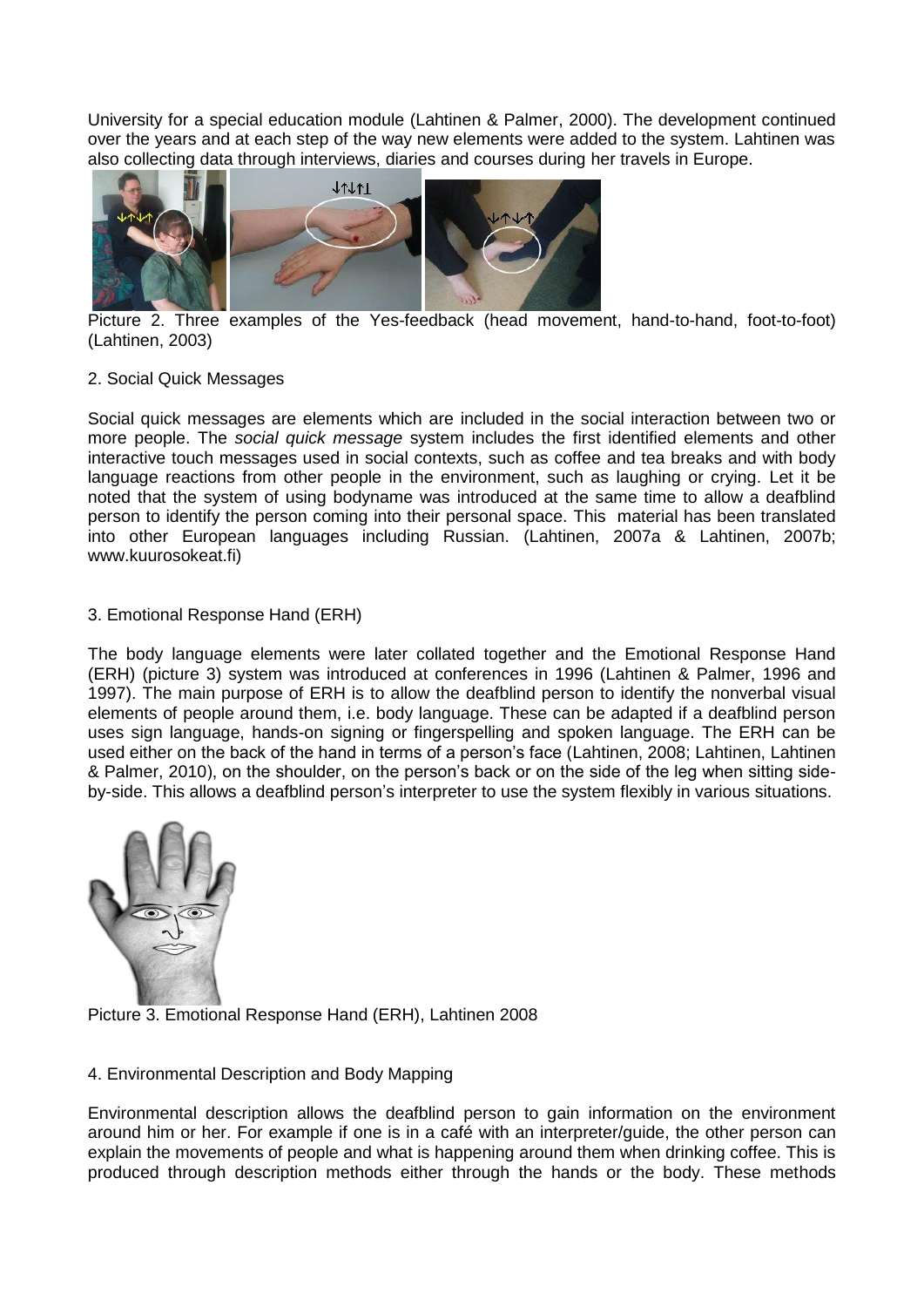University for a special education module (Lahtinen & Palmer, 2000). The development continued over the years and at each step of the way new elements were added to the system. Lahtinen was also collecting data through interviews, diaries and courses during her travels in Europe.

Picture 2. Three examples of the Yes-feedback (head movement, hand-to-hand, foot-to-foot) (Lahtinen, 2003)

2. Social Quick Messages

Social quick messages are elements which are included in the social interaction between two or more people. The *social quick message* system includes the first identified elements and other interactive touch messages used in social contexts, such as coffee and tea breaks and with body language reactions from other people in the environment, such as laughing or crying. Let it be noted that the system of using bodyname was introduced at the same time to allow a deafblind person to identify the person coming into their personal space. This material has been translated into other European languages including Russian. (Lahtinen, 2007a & Lahtinen, 2007b; www.kuurosokeat.fi)

3. Emotional Response Hand (ERH)

The body language elements were later collated together and the Emotional Response Hand (ERH) (picture 3) system was introduced at conferences in 1996 (Lahtinen & Palmer, 1996 and 1997). The main purpose of ERH is to allow the deafblind person to identify the nonverbal visual elements of people around them, i.e. body language. These can be adapted if a deafblind person uses sign language, hands-on signing or fingerspelling and spoken language. The ERH can be used either on the back of the hand in terms of a person's face (Lahtinen, 2008; Lahtinen, Lahtinen & Palmer, 2010), on the shoulder, on the person's back or on the side of the leg when sitting side-by-side. This allows a deafblind person's interpreter to use the system flexibly in various situations.

Picture 3. Emotional Response Hand (ERH), Lahtinen 2008

4. Environmental Description and Body Mapping

Environmental description allows the deafblind person to gain information on the environment around him or her. For example if one is in a café with an interpreter/guide, the other person can explain the movements of people and what is happening around them when drinking coffee. This is produced through description methods either through the hands or the body. These methods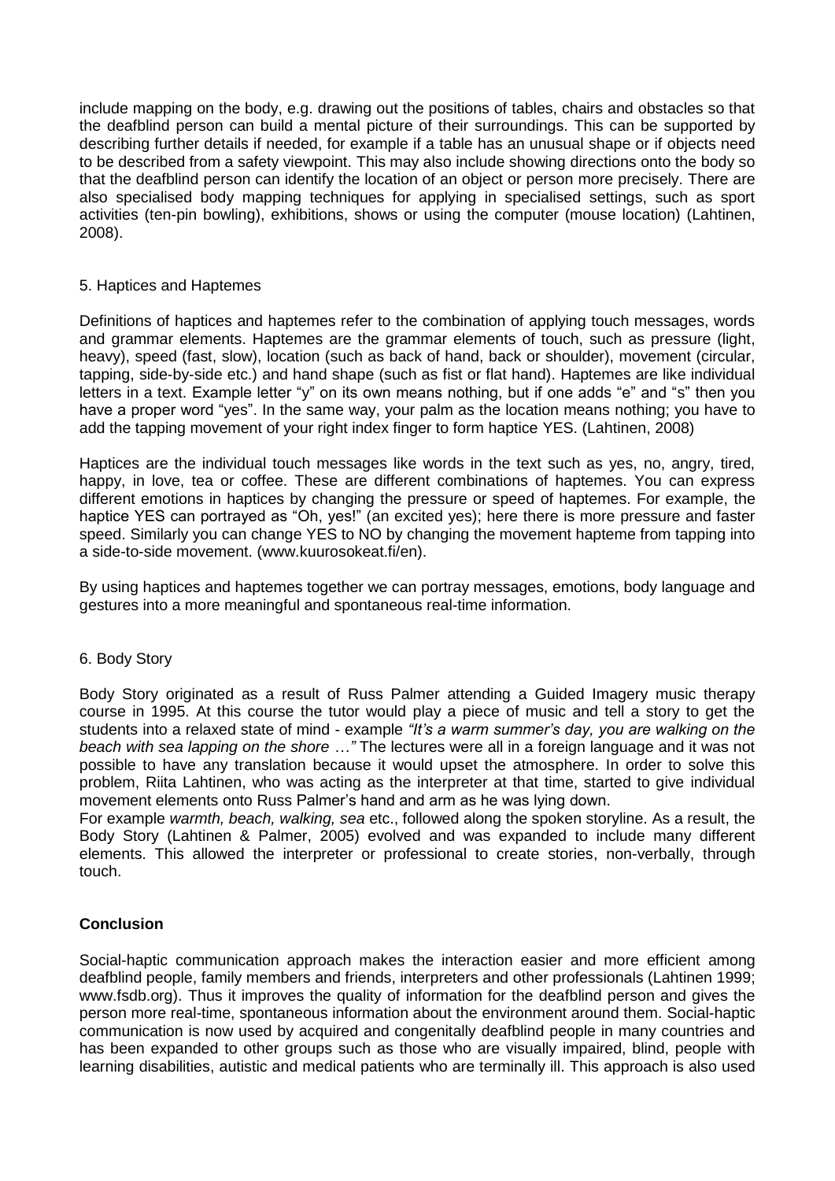include mapping on the body, e.g. drawing out the positions of tables, chairs and obstacles so that the deafblind person can build a mental picture of their surroundings. This can be supported by describing further details if needed, for example if a table has an unusual shape or if objects need to be described from a safety viewpoint. This may also include showing directions onto the body so that the deafblind person can identify the location of an object or person more precisely. There are also specialised body mapping techniques for applying in specialised settings, such as sport activities (ten-pin bowling), exhibitions, shows or using the computer (mouse location) (Lahtinen, 2008).

5. Haptices and Haptemes

Definitions of haptices and haptemes refer to the combination of applying touch messages, words and grammar elements. Haptemes are the grammar elements of touch, such as pressure (light, heavy), speed (fast, slow), location (such as back of hand, back or shoulder), movement (circular, tapping, side-by-side etc.) and hand shape (such as fist or flat hand). Haptemes are like individual letters in a text. Example letter "y" on its own means nothing, but if one adds "e" and "s" then you have a proper word "yes". In the same way, your palm as the location means nothing; you have to add the tapping movement of your right index finger to form haptice YES. (Lahtinen, 2008)

Haptices are the individual touch messages like words in the text such as yes, no, angry, tired, happy, in love, tea or coffee. These are different combinations of haptemes. You can express different emotions in haptices by changing the pressure or speed of haptemes. For example, the haptice YES can portrayed as "Oh, yes!" (an excited yes); here there is more pressure and faster speed. Similarly you can change YES to NO by changing the movement hapteme from tapping into a side-to-side movement. (www.kuurosokeat.fi/en).

By using haptices and haptemes together we can portray messages, emotions, body language and gestures into a more meaningful and spontaneous real-time information.

6. Body Story

Body Story originated as a result of Russ Palmer attending a Guided Imagery music therapy course in 1995. At this course the tutor would play a piece of music and tell a story to get the students into a relaxed state of mind - example *"It's a warm summer's day, you are walking on the beach with sea lapping on the shore …"* The lectures were all in a foreign language and it was not possible to have any translation because it would upset the atmosphere. In order to solve this problem, Riita Lahtinen, who was acting as the interpreter at that time, started to give individual movement elements onto Russ Palmer's hand and arm as he was lying down.
For example *warmth, beach, walking, sea* etc., followed along the spoken storyline. As a result, the Body Story (Lahtinen & Palmer, 2005) evolved and was expanded to include many different elements. This allowed the interpreter or professional to create stories, non-verbally, through touch.

**Conclusion**

Social-haptic communication approach makes the interaction easier and more efficient among deafblind people, family members and friends, interpreters and other professionals (Lahtinen 1999; www.fsdb.org). Thus it improves the quality of information for the deafblind person and gives the person more real-time, spontaneous information about the environment around them. Social-haptic communication is now used by acquired and congenitally deafblind people in many countries and has been expanded to other groups such as those who are visually impaired, blind, people with learning disabilities, autistic and medical patients who are terminally ill. This approach is also used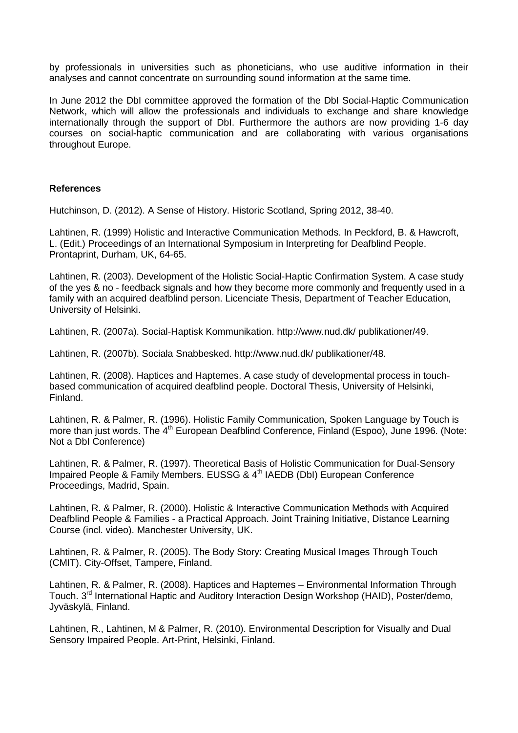by professionals in universities such as phoneticians, who use auditive information in their analyses and cannot concentrate on surrounding sound information at the same time.

In June 2012 the DbI committee approved the formation of the DbI Social-Haptic Communication Network, which will allow the professionals and individuals to exchange and share knowledge internationally through the support of DbI. Furthermore the authors are now providing 1-6 day courses on social-haptic communication and are collaborating with various organisations throughout Europe.

**References**

Hutchinson, D. (2012). A Sense of History. Historic Scotland, Spring 2012, 38-40.

Lahtinen, R. (1999) Holistic and Interactive Communication Methods. In Peckford, B. & Hawcroft, L. (Edit.) Proceedings of an International Symposium in Interpreting for Deafblind People. Prontaprint, Durham, UK, 64-65.

Lahtinen, R. (2003). Development of the Holistic Social-Haptic Confirmation System. A case study of the yes & no - feedback signals and how they become more commonly and frequently used in a family with an acquired deafblind person. Licenciate Thesis, Department of Teacher Education, University of Helsinki.

Lahtinen, R. (2007a). Social-Haptisk Kommunikation. http://www.nud.dk/ publikationer/49.

Lahtinen, R. (2007b). Sociala Snabbesked. http://www.nud.dk/ publikationer/48.

Lahtinen, R. (2008). Haptices and Haptemes. A case study of developmental process in touch-based communication of acquired deafblind people. Doctoral Thesis, University of Helsinki, Finland.

Lahtinen, R. & Palmer, R. (1996). Holistic Family Communication, Spoken Language by Touch is more than just words. The 4th European Deafblind Conference, Finland (Espoo), June 1996. (Note: Not a DbI Conference)

Lahtinen, R. & Palmer, R. (1997). Theoretical Basis of Holistic Communication for Dual-Sensory Impaired People & Family Members. EUSSG & 4th IAEDB (DbI) European Conference Proceedings, Madrid, Spain.

Lahtinen, R. & Palmer, R. (2000). Holistic & Interactive Communication Methods with Acquired Deafblind People & Families - a Practical Approach. Joint Training Initiative, Distance Learning Course (incl. video). Manchester University, UK.

Lahtinen, R. & Palmer, R. (2005). The Body Story: Creating Musical Images Through Touch (CMIT). City-Offset, Tampere, Finland.

Lahtinen, R. & Palmer, R. (2008). Haptices and Haptemes – Environmental Information Through Touch. 3rd International Haptic and Auditory Interaction Design Workshop (HAID), Poster/demo, Jyväskylä, Finland.

Lahtinen, R., Lahtinen, M & Palmer, R. (2010). Environmental Description for Visually and Dual Sensory Impaired People. Art-Print, Helsinki, Finland.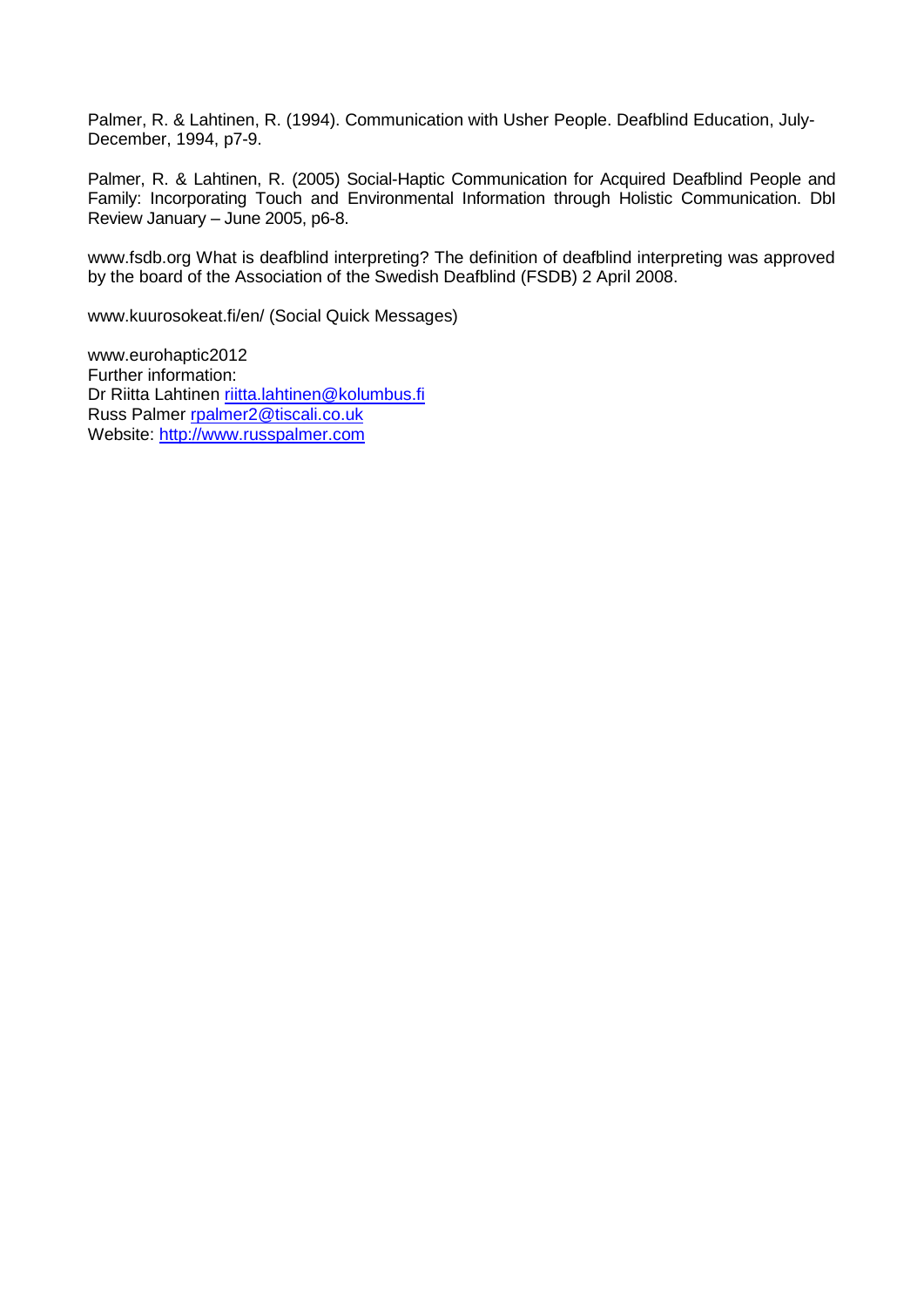Palmer, R. & Lahtinen, R. (1994). Communication with Usher People. Deafblind Education, July-December, 1994, p7-9.

Palmer, R. & Lahtinen, R. (2005) Social-Haptic Communication for Acquired Deafblind People and Family: Incorporating Touch and Environmental Information through Holistic Communication. DbI Review January – June 2005, p6-8.

www.fsdb.org What is deafblind interpreting? The definition of deafblind interpreting was approved by the board of the Association of the Swedish Deafblind (FSDB) 2 April 2008.

www.kuurosokeat.fi/en/ (Social Quick Messages)

www.eurohaptic2012  
Further information:  
Dr Riitta Lahtinen riitta.lahtinen@kolumbus.fi  
Russ Palmer rpalmer2@tiscali.co.uk  
Website: http://www.russpalmer.com